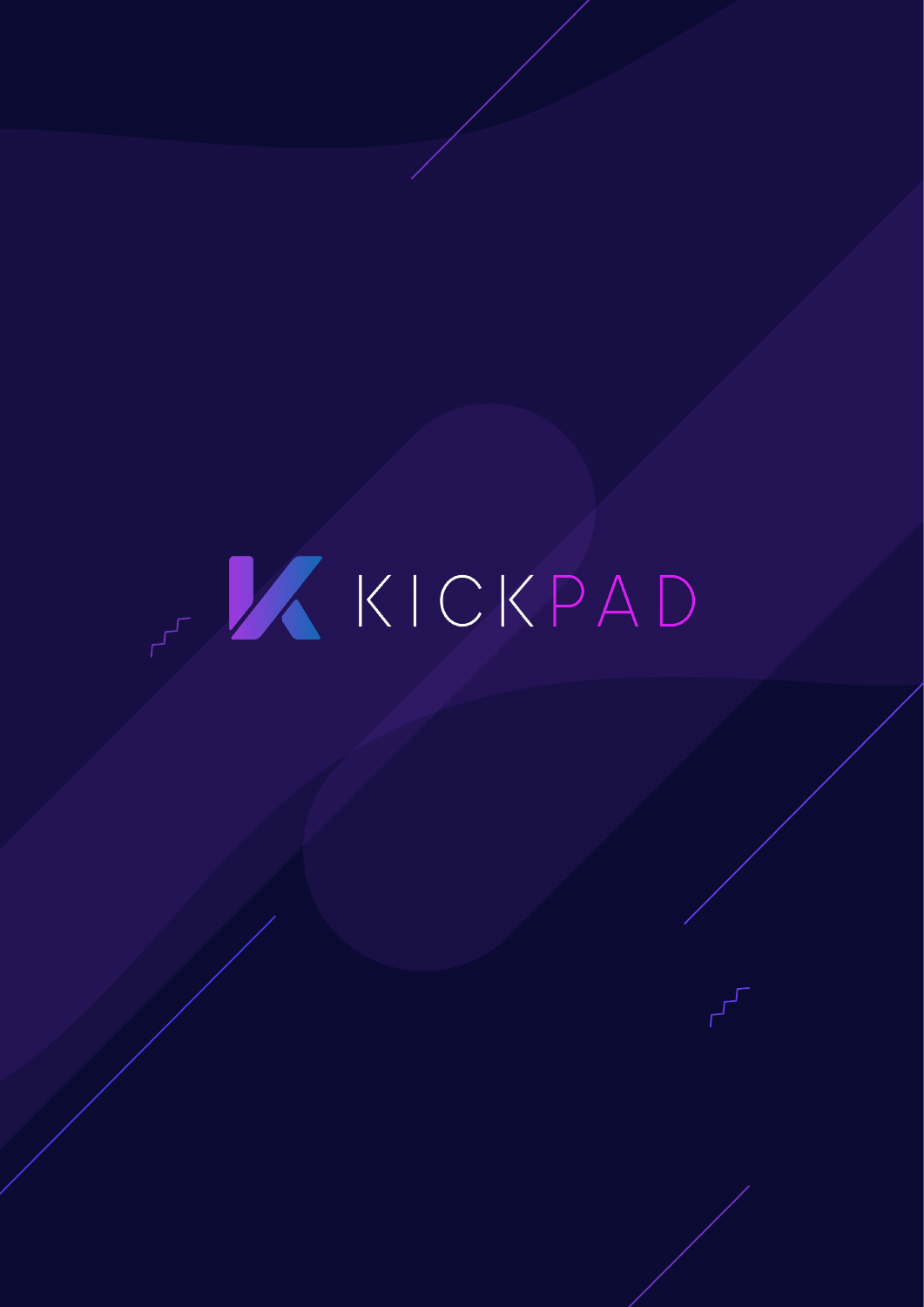# KICKPAD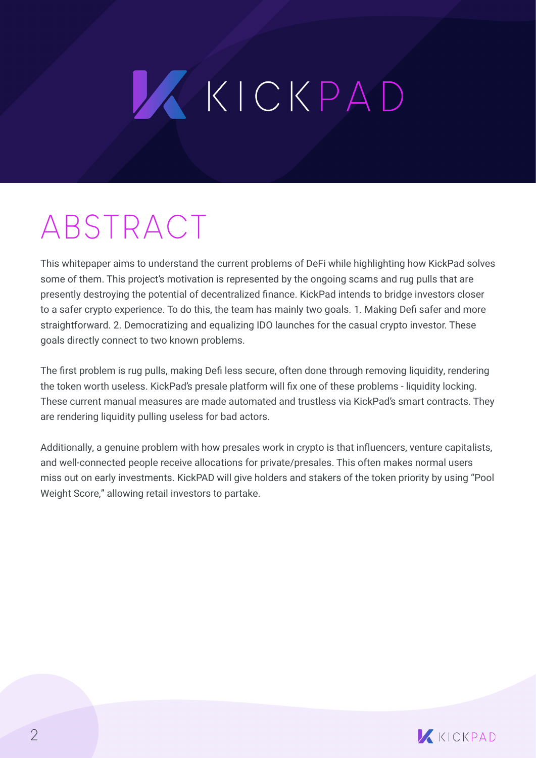# ABSTRACT

This whitepaper aims to understand the current problems of DeFi while highlighting how KickPad solves some of them. This project's motivation is represented by the ongoing scams and rug pulls that are presently destroying the potential of decentralized finance. KickPad intends to bridge investors closer to a safer crypto experience. To do this, the team has mainly two goals. 1. Making Defi safer and more straightforward. 2. Democratizing and equalizing IDO launches for the casual crypto investor. These goals directly connect to two known problems.

The first problem is rug pulls, making Defi less secure, often done through removing liquidity, rendering the token worth useless. KickPad's presale platform will fix one of these problems - liquidity locking. These current manual measures are made automated and trustless via KickPad's smart contracts. They are rendering liquidity pulling useless for bad actors.

Additionally, a genuine problem with how presales work in crypto is that influencers, venture capitalists, and well-connected people receive allocations for private/presales. This often makes normal users miss out on early investments. KickPAD will give holders and stakers of the token priority by using "Pool Weight Score," allowing retail investors to partake.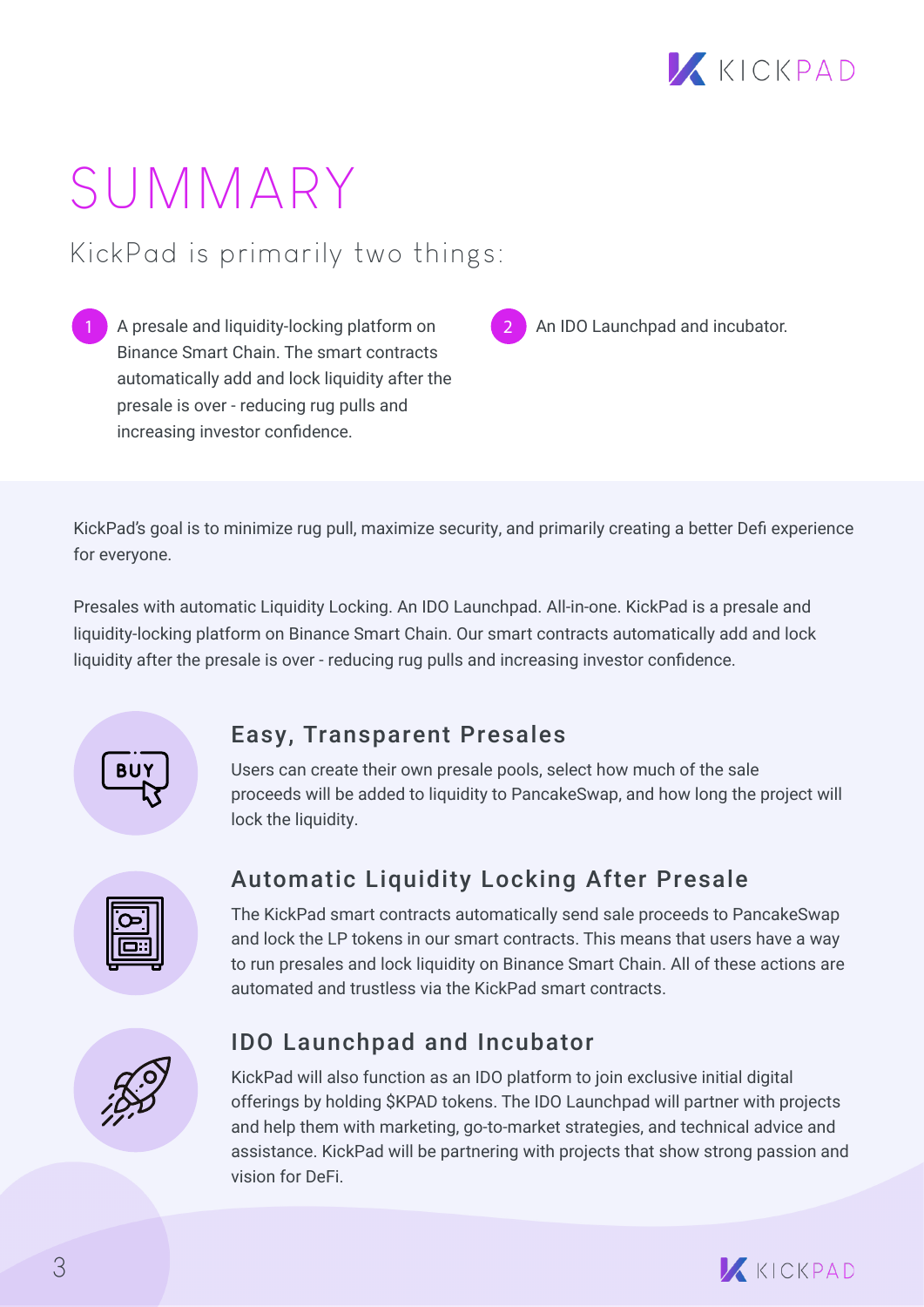# SUMMARY

## KickPad is primarily two things:

1. A presale and liquidity-locking platform on Binance Smart Chain. The smart contracts automatically add and lock liquidity after the presale is over - reducing rug pulls and increasing investor confidence.
2. An IDO Launchpad and incubator.

KickPad's goal is to minimize rug pull, maximize security, and primarily creating a better Defi experience for everyone.

Presales with automatic Liquidity Locking. An IDO Launchpad. All-in-one. KickPad is a presale and liquidity-locking platform on Binance Smart Chain. Our smart contracts automatically add and lock liquidity after the presale is over - reducing rug pulls and increasing investor confidence.

### Easy, Transparent Presales

Users can create their own presale pools, select how much of the sale proceeds will be added to liquidity to PancakeSwap, and how long the project will lock the liquidity.

### Automatic Liquidity Locking After Presale

The KickPad smart contracts automatically send sale proceeds to PancakeSwap and lock the LP tokens in our smart contracts. This means that users have a way to run presales and lock liquidity on Binance Smart Chain. All of these actions are automated and trustless via the KickPad smart contracts.

### IDO Launchpad and Incubator

KickPad will also function as an IDO platform to join exclusive initial digital offerings by holding $KPAD tokens. The IDO Launchpad will partner with projects and help them with marketing, go-to-market strategies, and technical advice and assistance. KickPad will be partnering with projects that show strong passion and vision for DeFi.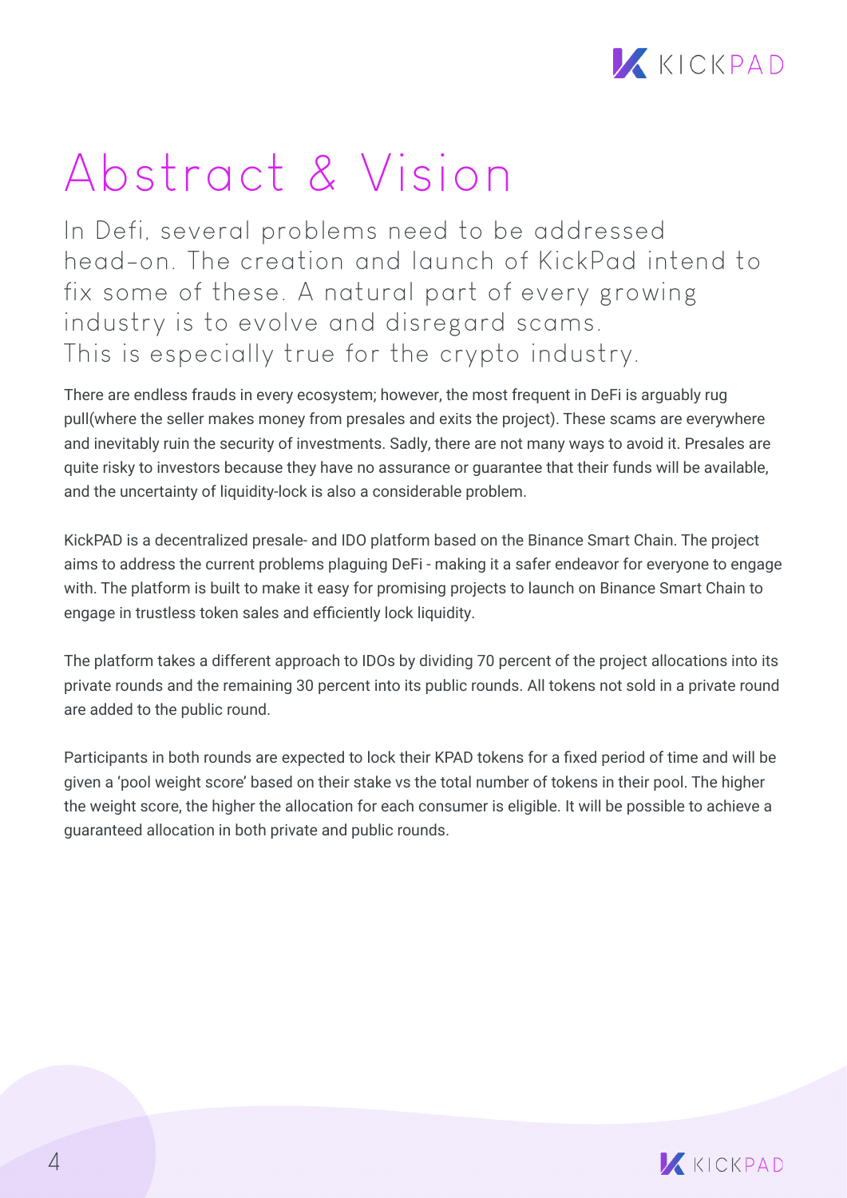# Abstract & Vision

In Defi, several problems need to be addressed head-on. The creation and launch of KickPad intend to fix some of these. A natural part of every growing industry is to evolve and disregard scams. This is especially true for the crypto industry.

There are endless frauds in every ecosystem; however, the most frequent in DeFi is arguably rug pull(where the seller makes money from presales and exits the project). These scams are everywhere and inevitably ruin the security of investments. Sadly, there are not many ways to avoid it. Presales are quite risky to investors because they have no assurance or guarantee that their funds will be available, and the uncertainty of liquidity-lock is also a considerable problem.

KickPAD is a decentralized presale- and IDO platform based on the Binance Smart Chain. The project aims to address the current problems plaguing DeFi - making it a safer endeavor for everyone to engage with. The platform is built to make it easy for promising projects to launch on Binance Smart Chain to engage in trustless token sales and efficiently lock liquidity.

The platform takes a different approach to IDOs by dividing 70 percent of the project allocations into its private rounds and the remaining 30 percent into its public rounds. All tokens not sold in a private round are added to the public round.

Participants in both rounds are expected to lock their KPAD tokens for a fixed period of time and will be given a 'pool weight score' based on their stake vs the total number of tokens in their pool. The higher the weight score, the higher the allocation for each consumer is eligible. It will be possible to achieve a guaranteed allocation in both private and public rounds.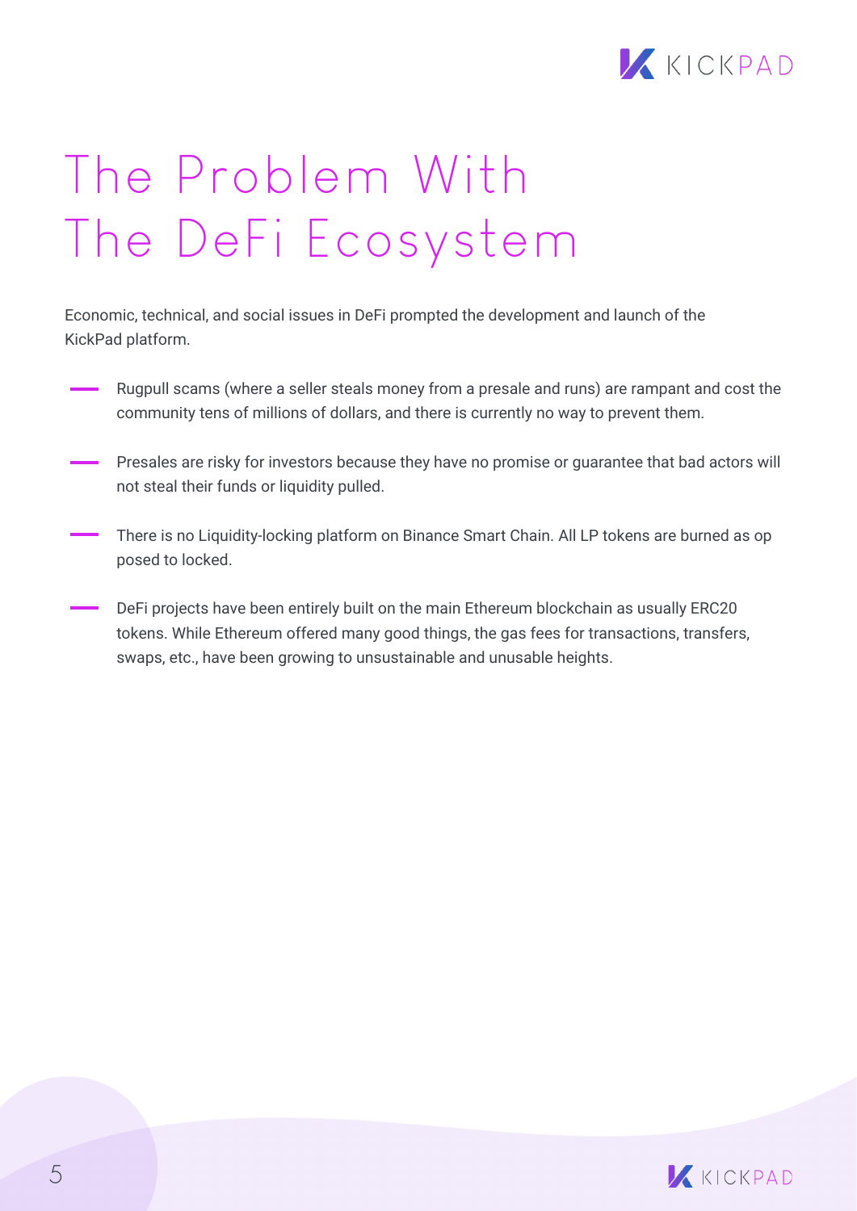# The Problem With The DeFi Ecosystem

Economic, technical, and social issues in DeFi prompted the development and launch of the KickPad platform.

- Rugpull scams (where a seller steals money from a presale and runs) are rampant and cost the community tens of millions of dollars, and there is currently no way to prevent them.
- Presales are risky for investors because they have no promise or guarantee that bad actors will not steal their funds or liquidity pulled.
- There is no Liquidity-locking platform on Binance Smart Chain. All LP tokens are burned as op posed to locked.
- DeFi projects have been entirely built on the main Ethereum blockchain as usually ERC20 tokens. While Ethereum offered many good things, the gas fees for transactions, transfers, swaps, etc., have been growing to unsustainable and unusable heights.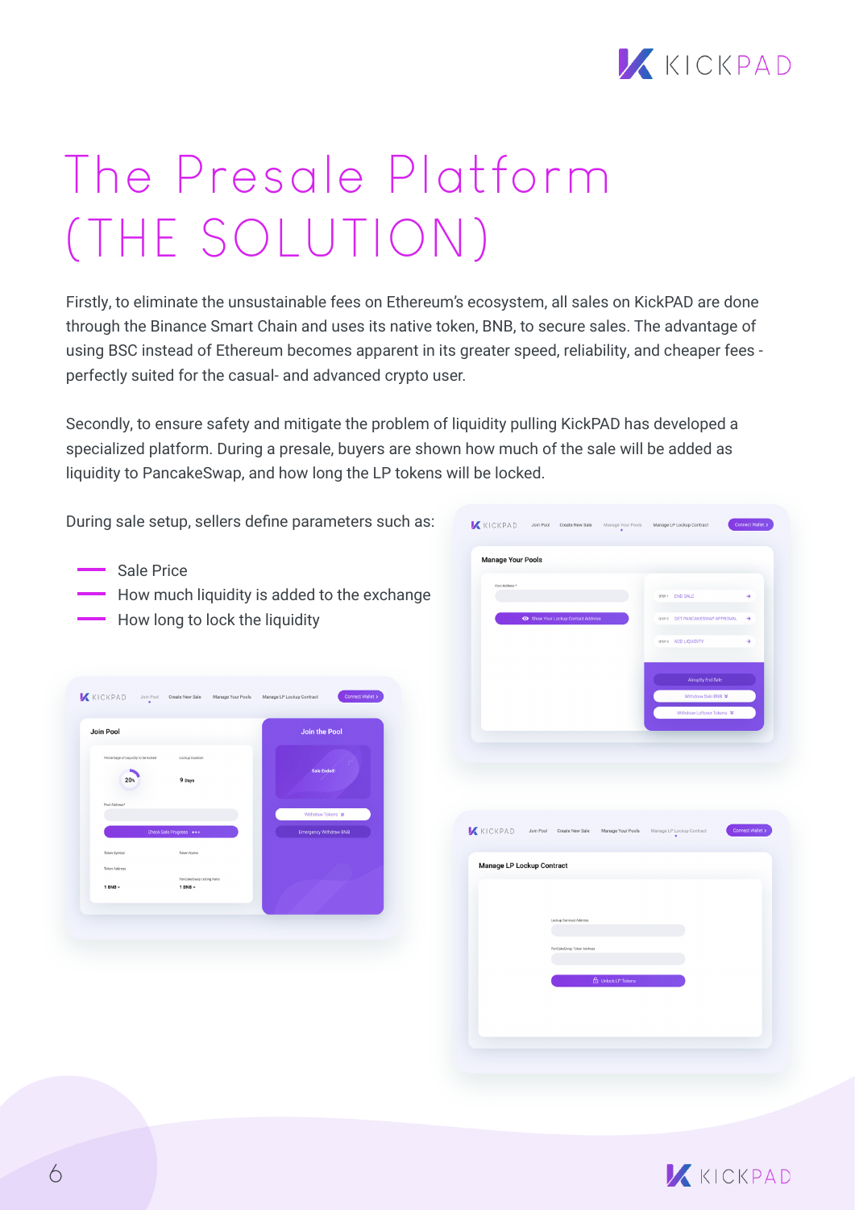# The Presale Platform (THE SOLUTION)

Firstly, to eliminate the unsustainable fees on Ethereum's ecosystem, all sales on KickPAD are done through the Binance Smart Chain and uses its native token, BNB, to secure sales. The advantage of using BSC instead of Ethereum becomes apparent in its greater speed, reliability, and cheaper fees - perfectly suited for the casual- and advanced crypto user.

Secondly, to ensure safety and mitigate the problem of liquidity pulling KickPAD has developed a specialized platform. During a presale, buyers are shown how much of the sale will be added as liquidity to PancakeSwap, and how long the LP tokens will be locked.

During sale setup, sellers define parameters such as:

- Sale Price
- How much liquidity is added to the exchange
- How long to lock the liquidity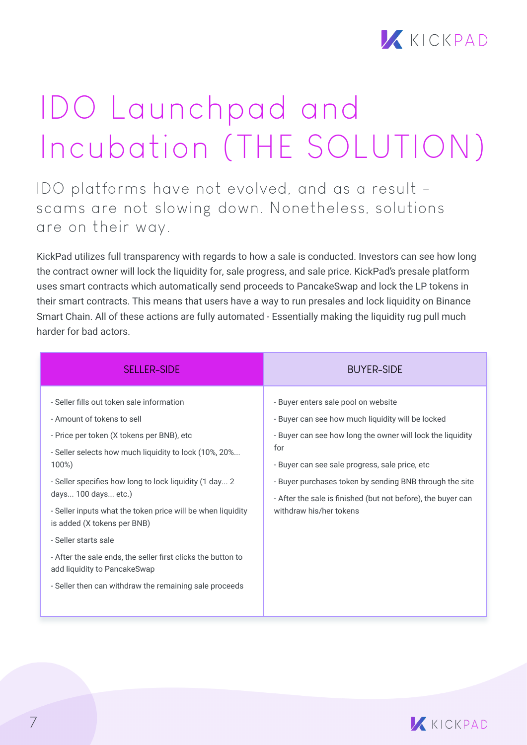# IDO Launchpad and Incubation (THE SOLUTION)

## IDO platforms have not evolved, and as a result – scams are not slowing down. Nonetheless, solutions are on their way.

KickPad utilizes full transparency with regards to how a sale is conducted. Investors can see how long the contract owner will lock the liquidity for, sale progress, and sale price. KickPad's presale platform uses smart contracts which automatically send proceeds to PancakeSwap and lock the LP tokens in their smart contracts. This means that users have a way to run presales and lock liquidity on Binance Smart Chain. All of these actions are fully automated - Essentially making the liquidity rug pull much harder for bad actors.

| SELLER-SIDE | BUYER-SIDE |
| --- | --- |
| - Seller fills out token sale information<br>- Amount of tokens to sell<br>- Price per token (X tokens per BNB), etc<br>- Seller selects how much liquidity to lock (10%, 20%... 100%)<br>- Seller specifies how long to lock liquidity (1 day... 2 days... 100 days... etc.)<br>- Seller inputs what the token price will be when liquidity is added (X tokens per BNB)<br>- Seller starts sale<br>- After the sale ends, the seller first clicks the button to add liquidity to PancakeSwap<br>- Seller then can withdraw the remaining sale proceeds | - Buyer enters sale pool on website<br>- Buyer can see how much liquidity will be locked<br>- Buyer can see how long the owner will lock the liquidity for<br>- Buyer can see sale progress, sale price, etc<br>- Buyer purchases token by sending BNB through the site<br>- After the sale is finished (but not before), the buyer can withdraw his/her tokens |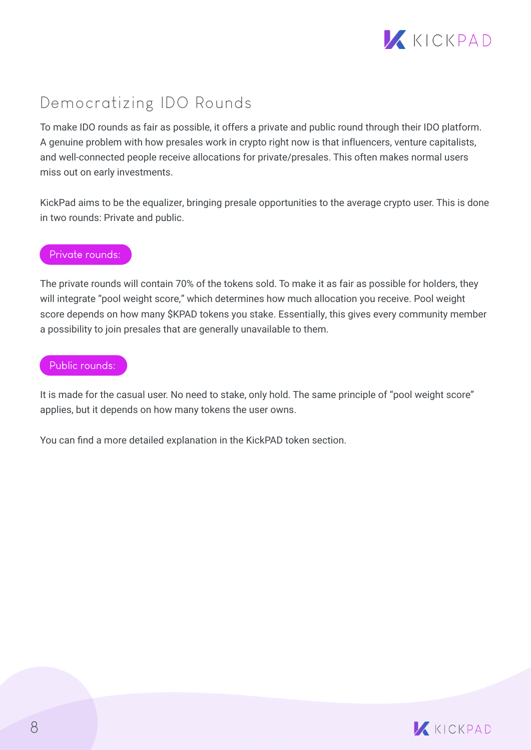# Democratizing IDO Rounds

To make IDO rounds as fair as possible, it offers a private and public round through their IDO platform. A genuine problem with how presales work in crypto right now is that influencers, venture capitalists, and well-connected people receive allocations for private/presales. This often makes normal users miss out on early investments.

KickPad aims to be the equalizer, bringing presale opportunities to the average crypto user. This is done in two rounds: Private and public.

## Private rounds:

The private rounds will contain 70% of the tokens sold. To make it as fair as possible for holders, they will integrate “pool weight score,” which determines how much allocation you receive. Pool weight score depends on how many $KPAD tokens you stake. Essentially, this gives every community member a possibility to join presales that are generally unavailable to them.

## Public rounds:

It is made for the casual user. No need to stake, only hold. The same principle of “pool weight score” applies, but it depends on how many tokens the user owns.

You can find a more detailed explanation in the KickPAD token section.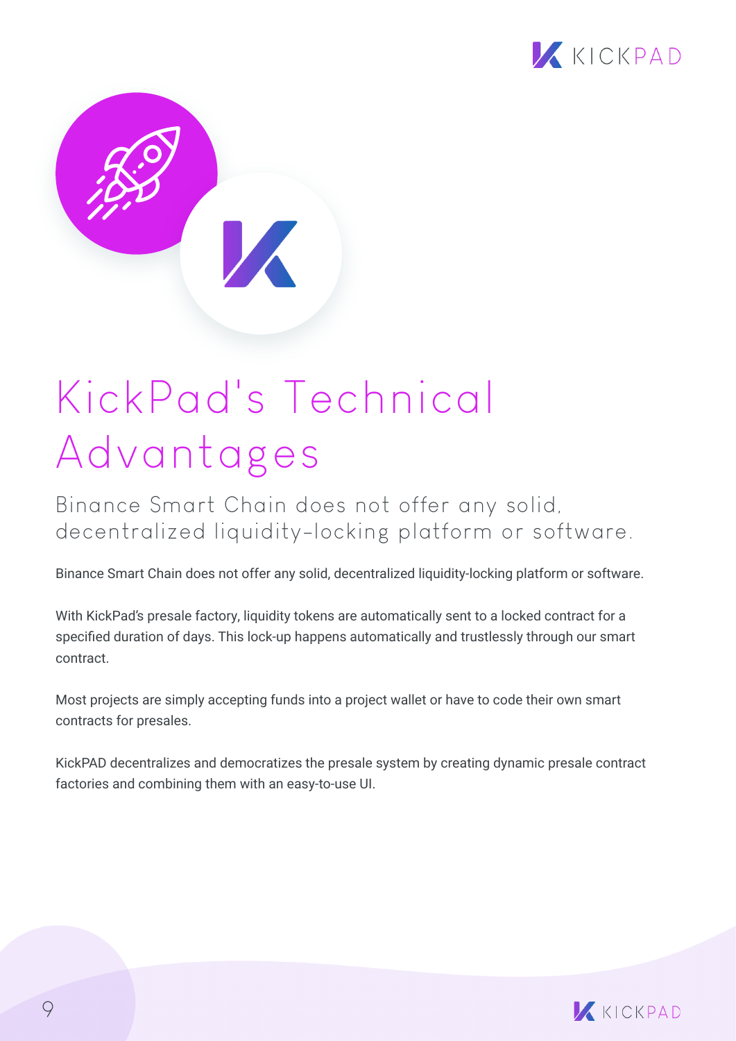# KickPad's Technical Advantages

## Binance Smart Chain does not offer any solid, decentralized liquidity-locking platform or software.

Binance Smart Chain does not offer any solid, decentralized liquidity-locking platform or software.

With KickPad's presale factory, liquidity tokens are automatically sent to a locked contract for a specified duration of days. This lock-up happens automatically and trustlessly through our smart contract.

Most projects are simply accepting funds into a project wallet or have to code their own smart contracts for presales.

KickPAD decentralizes and democratizes the presale system by creating dynamic presale contract factories and combining them with an easy-to-use UI.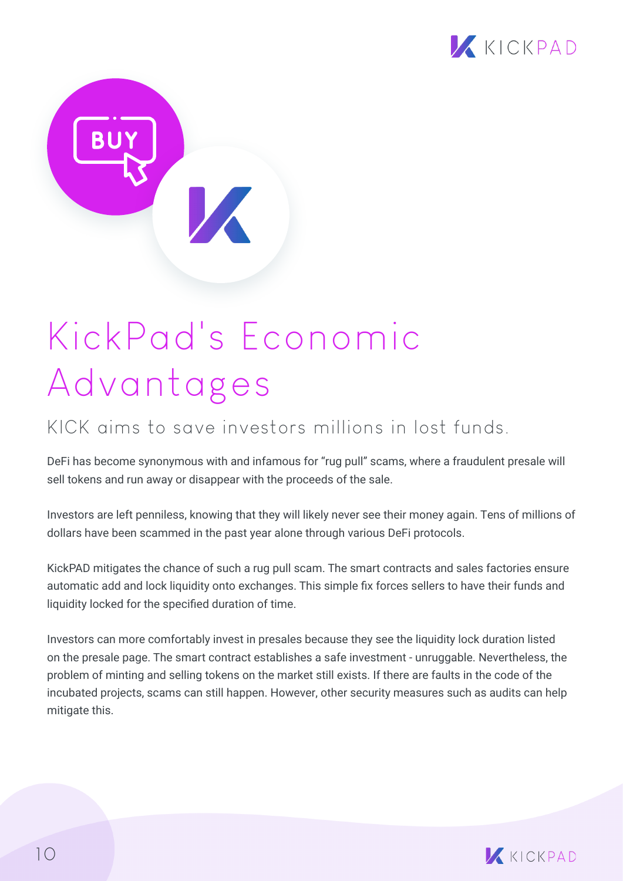# KickPad's Economic Advantages

## KICK aims to save investors millions in lost funds.

DeFi has become synonymous with and infamous for “rug pull” scams, where a fraudulent presale will sell tokens and run away or disappear with the proceeds of the sale.

Investors are left penniless, knowing that they will likely never see their money again. Tens of millions of dollars have been scammed in the past year alone through various DeFi protocols.

KickPAD mitigates the chance of such a rug pull scam. The smart contracts and sales factories ensure automatic add and lock liquidity onto exchanges. This simple fix forces sellers to have their funds and liquidity locked for the specified duration of time.

Investors can more comfortably invest in presales because they see the liquidity lock duration listed on the presale page. The smart contract establishes a safe investment - unruggable. Nevertheless, the problem of minting and selling tokens on the market still exists. If there are faults in the code of the incubated projects, scams can still happen. However, other security measures such as audits can help mitigate this.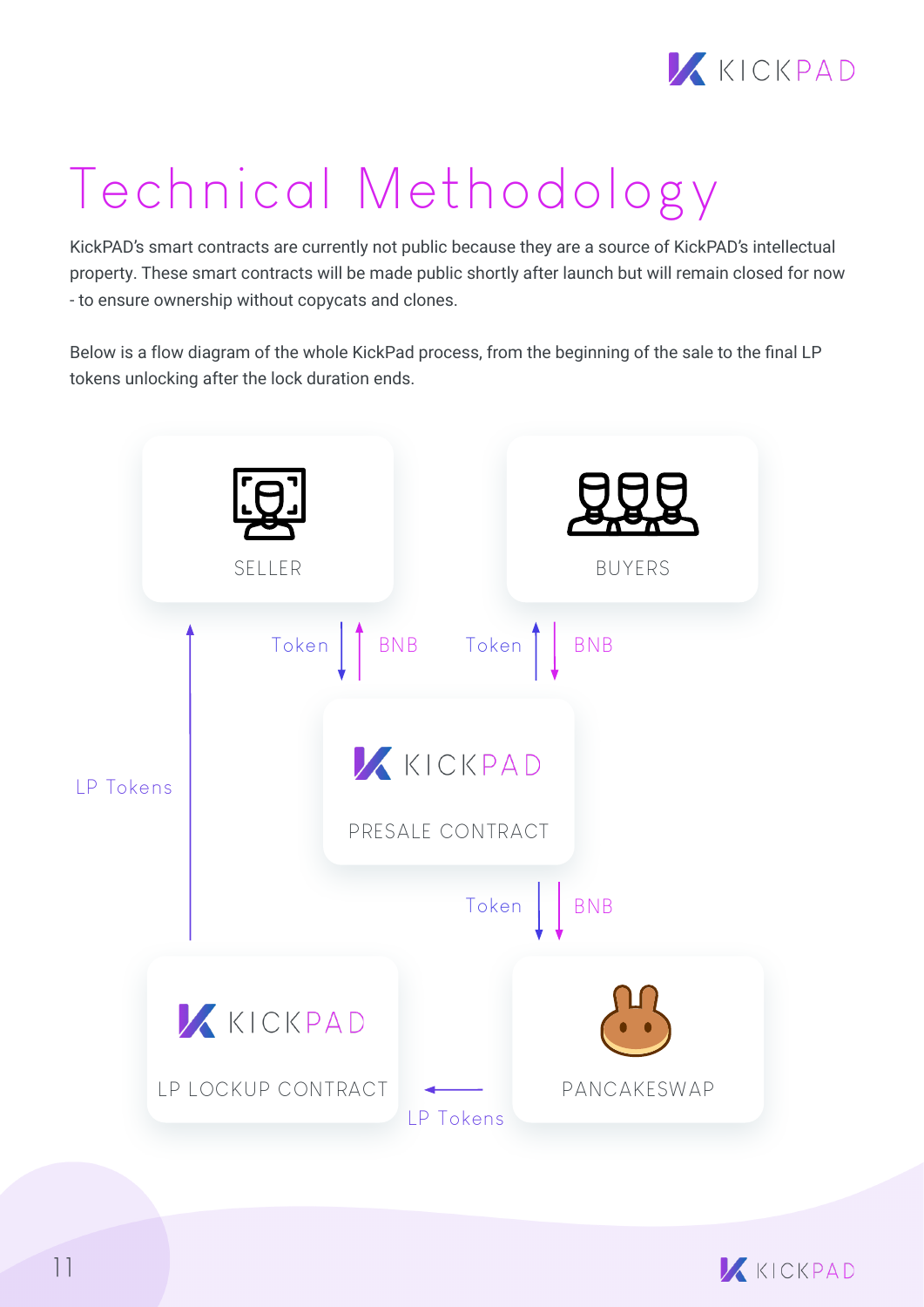# Technical Methodology

KickPAD's smart contracts are currently not public because they are a source of KickPAD's intellectual property. These smart contracts will be made public shortly after launch but will remain closed for now - to ensure ownership without copycats and clones.

Below is a flow diagram of the whole KickPad process, from the beginning of the sale to the final LP tokens unlocking after the lock duration ends.

SELLER

BUYERS

Token BNB Token BNB

LP Tokens

KICKPAD

PRESALE CONTRACT

Token BNB

KICKPAD

LP LOCKUP CONTRACT

PANCAKESWAP

LP Tokens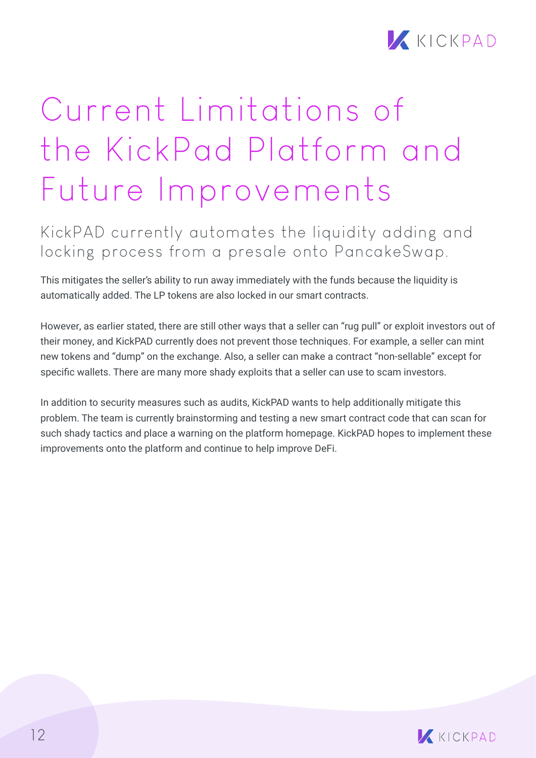# Current Limitations of the KickPad Platform and Future Improvements

## KickPAD currently automates the liquidity adding and locking process from a presale onto PancakeSwap.

This mitigates the seller's ability to run away immediately with the funds because the liquidity is automatically added. The LP tokens are also locked in our smart contracts.

However, as earlier stated, there are still other ways that a seller can "rug pull" or exploit investors out of their money, and KickPAD currently does not prevent those techniques. For example, a seller can mint new tokens and "dump" on the exchange. Also, a seller can make a contract "non-sellable" except for specific wallets. There are many more shady exploits that a seller can use to scam investors.

In addition to security measures such as audits, KickPAD wants to help additionally mitigate this problem. The team is currently brainstorming and testing a new smart contract code that can scan for such shady tactics and place a warning on the platform homepage. KickPAD hopes to implement these improvements onto the platform and continue to help improve DeFi.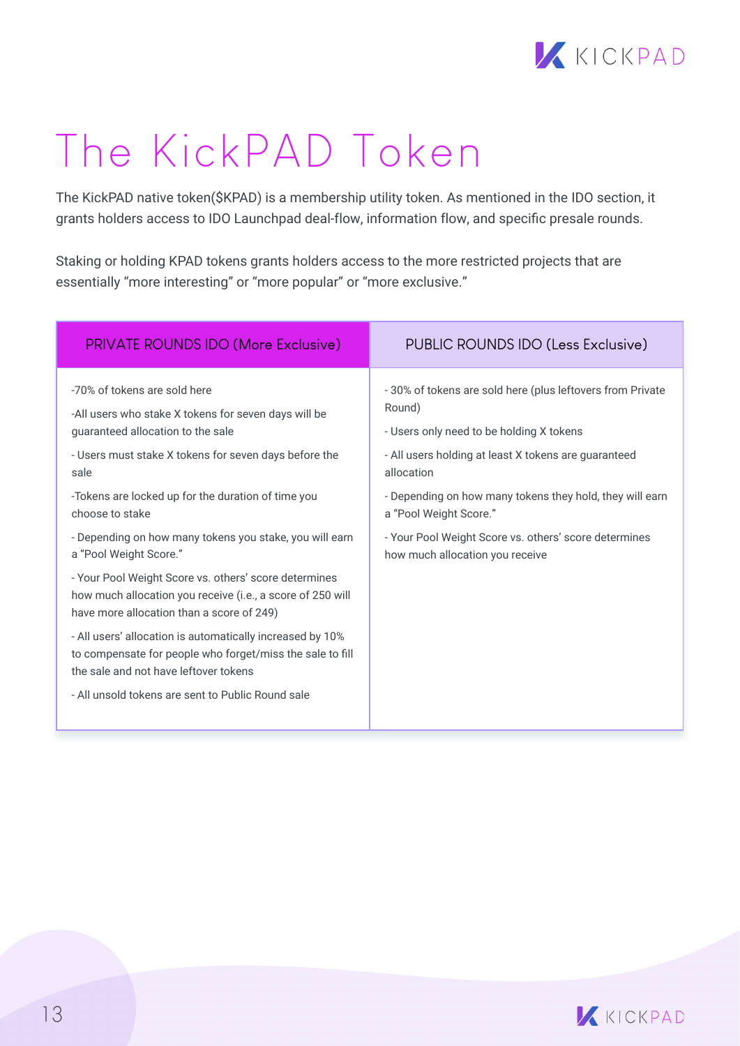# The KickPAD Token

The KickPAD native token($KPAD) is a membership utility token. As mentioned in the IDO section, it grants holders access to IDO Launchpad deal-flow, information flow, and specific presale rounds.

Staking or holding KPAD tokens grants holders access to the more restricted projects that are essentially "more interesting" or "more popular" or "more exclusive."

| PRIVATE ROUNDS IDO (More Exclusive) | PUBLIC ROUNDS IDO (Less Exclusive) |
|---|---|
| -70% of tokens are sold here<br>-All users who stake X tokens for seven days will be guaranteed allocation to the sale<br>- Users must stake X tokens for seven days before the sale<br>-Tokens are locked up for the duration of time you choose to stake<br>- Depending on how many tokens you stake, you will earn a "Pool Weight Score."<br>- Your Pool Weight Score vs. others' score determines how much allocation you receive (i.e., a score of 250 will have more allocation than a score of 249)<br>- All users' allocation is automatically increased by 10% to compensate for people who forget/miss the sale to fill the sale and not have leftover tokens<br>- All unsold tokens are sent to Public Round sale | - 30% of tokens are sold here (plus leftovers from Private Round)<br>- Users only need to be holding X tokens<br>- All users holding at least X tokens are guaranteed allocation<br>- Depending on how many tokens they hold, they will earn a "Pool Weight Score."<br>- Your Pool Weight Score vs. others' score determines how much allocation you receive |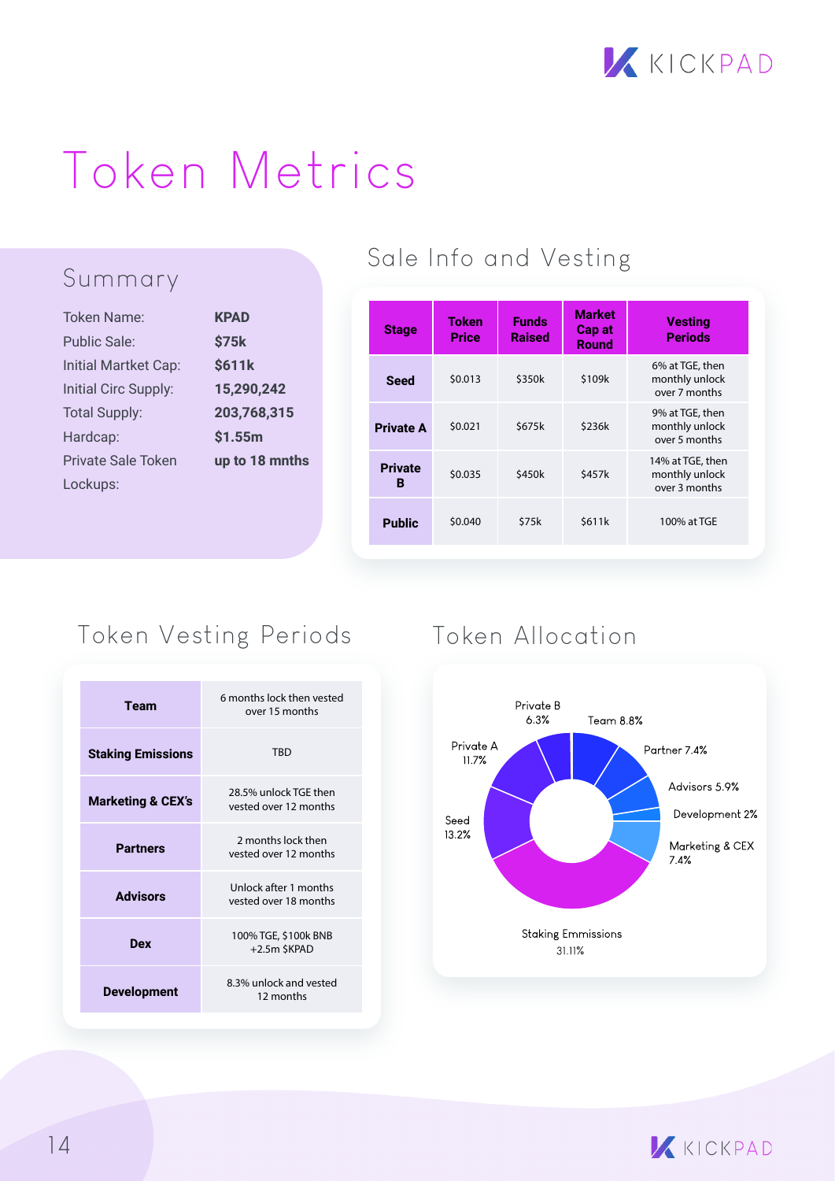# Token Metrics

## Summary

| | |
|---|---|
| Token Name: | **KPAD** |
| Public Sale: | **$75k** |
| Initial Martket Cap: | **$611k** |
| Initial Circ Supply: | **15,290,242** |
| Total Supply: | **203,768,315** |
| Hardcap: | **$1.55m** |
| Private Sale Token Lockups: | **up to 18 mnths** |

## Sale Info and Vesting

| Stage | Token Price | Funds Raised | Market Cap at Round | Vesting Periods |
|---|---|---|---|---|
| **Seed** | $0.013 | $350k | $109k | 6% at TGE, then monthly unlock over 7 months |
| **Private A** | $0.021 | $675k | $236k | 9% at TGE, then monthly unlock over 5 months |
| **Private B** | $0.035 | $450k | $457k | 14% at TGE, then monthly unlock over 3 months |
| **Public** | $0.040 | $75k | $611k | 100% at TGE |

## Token Vesting Periods

| | |
|---|---|
| **Team** | 6 months lock then vested over 15 months |
| **Staking Emissions** | TBD |
| **Marketing & CEX's** | 28.5% unlock TGE then vested over 12 months |
| **Partners** | 2 months lock then vested over 12 months |
| **Advisors** | Unlock after 1 months vested over 18 months |
| **Dex** | 100% TGE, $100k BNB +2.5m $KPAD |
| **Development** | 8.3% unlock and vested 12 months |

## Token Allocation

- Private B 6.3%
- Team 8.8%
- Partner 7.4%
- Advisors 5.9%
- Development 2%
- Marketing & CEX 7.4%
- Staking Emmissions 31.11%
- Seed 13.2%
- Private A 11.7%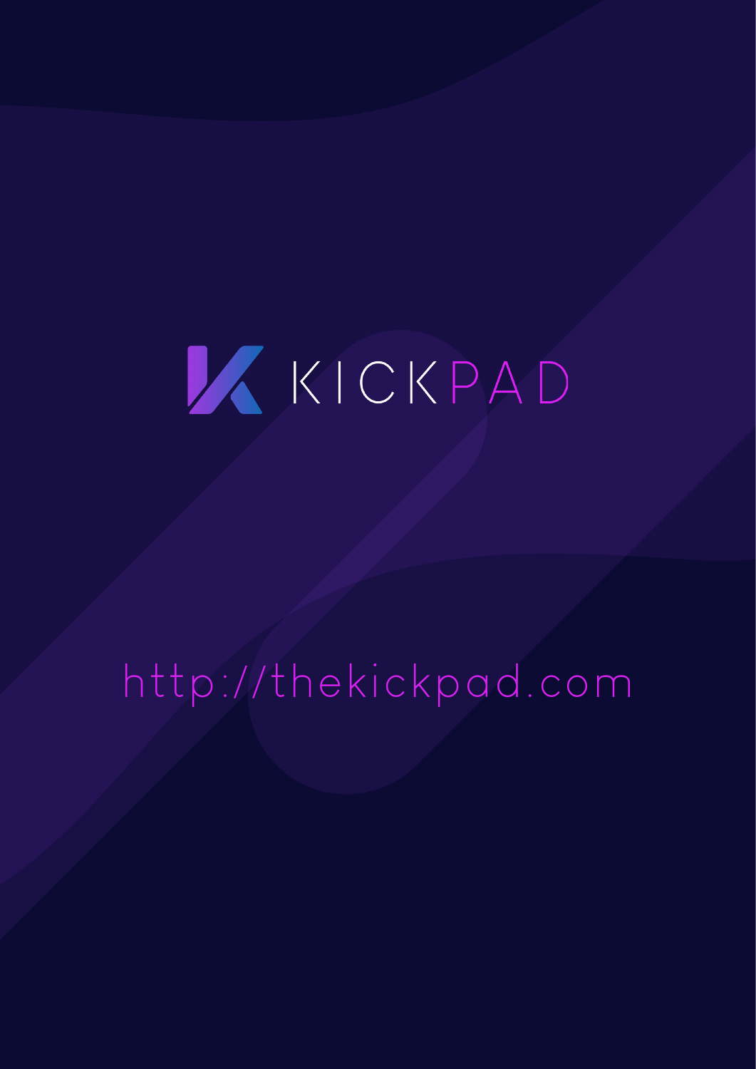KICKPAD

http://thekickpad.com